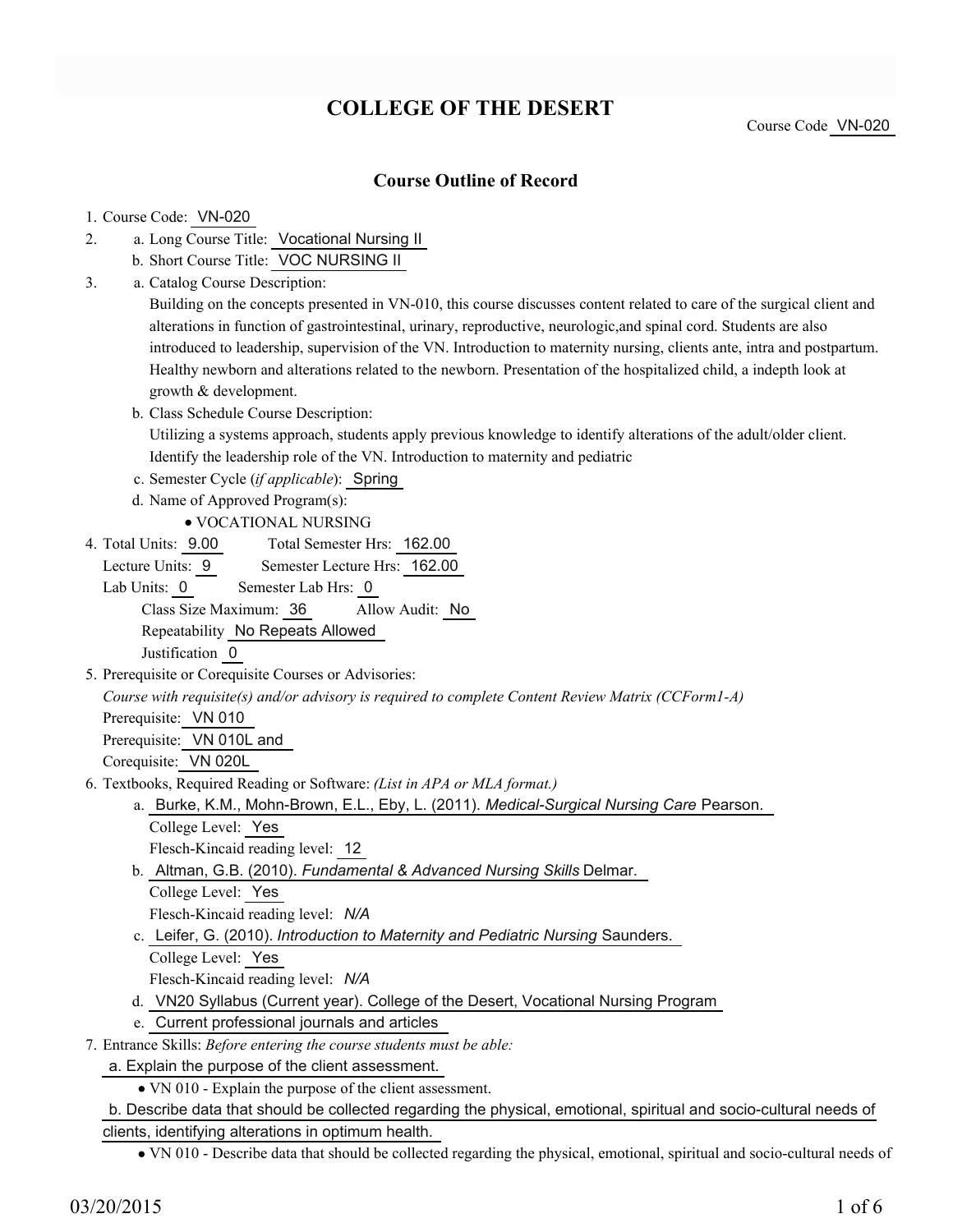# COLLEGE OF THE DESERT

Course Code VN-020

## Course Outline of Record

1. Course Code: VN-020
2. a. Long Course Title: Vocational Nursing II
   b. Short Course Title: VOC NURSING II
3. a. Catalog Course Description:
   Building on the concepts presented in VN-010, this course discusses content related to care of the surgical client and alterations in function of gastrointestinal, urinary, reproductive, neurologic,and spinal cord. Students are also introduced to leadership, supervision of the VN. Introduction to maternity nursing, clients ante, intra and postpartum. Healthy newborn and alterations related to the newborn. Presentation of the hospitalized child, a indepth look at growth & development.
   b. Class Schedule Course Description:
   Utilizing a systems approach, students apply previous knowledge to identify alterations of the adult/older client. Identify the leadership role of the VN. Introduction to maternity and pediatric
   c. Semester Cycle (*if applicable*): Spring
   d. Name of Approved Program(s):
   - VOCATIONAL NURSING
4. Total Units: 9.00 Total Semester Hrs: 162.00
   Lecture Units: 9 Semester Lecture Hrs: 162.00
   Lab Units: 0 Semester Lab Hrs: 0
   Class Size Maximum: 36 Allow Audit: No
   Repeatability No Repeats Allowed
   Justification 0
5. Prerequisite or Corequisite Courses or Advisories:
   *Course with requisite(s) and/or advisory is required to complete Content Review Matrix (CCForm1-A)*
   Prerequisite: VN 010
   Prerequisite: VN 010L and
   Corequisite: VN 020L
6. Textbooks, Required Reading or Software: *(List in APA or MLA format.)*
   a. Burke, K.M., Mohn-Brown, E.L., Eby, L. (2011). *Medical-Surgical Nursing Care* Pearson.
   College Level: Yes
   Flesch-Kincaid reading level: 12
   b. Altman, G.B. (2010). *Fundamental & Advanced Nursing Skills* Delmar.
   College Level: Yes
   Flesch-Kincaid reading level: *N/A*
   c. Leifer, G. (2010). *Introduction to Maternity and Pediatric Nursing* Saunders.
   College Level: Yes
   Flesch-Kincaid reading level: *N/A*
   d. VN20 Syllabus (Current year). College of the Desert, Vocational Nursing Program
   e. Current professional journals and articles
7. Entrance Skills: *Before entering the course students must be able:*
   a. Explain the purpose of the client assessment.
   - VN 010 - Explain the purpose of the client assessment.

   b. Describe data that should be collected regarding the physical, emotional, spiritual and socio-cultural needs of clients, identifying alterations in optimum health.
   - VN 010 - Describe data that should be collected regarding the physical, emotional, spiritual and socio-cultural needs of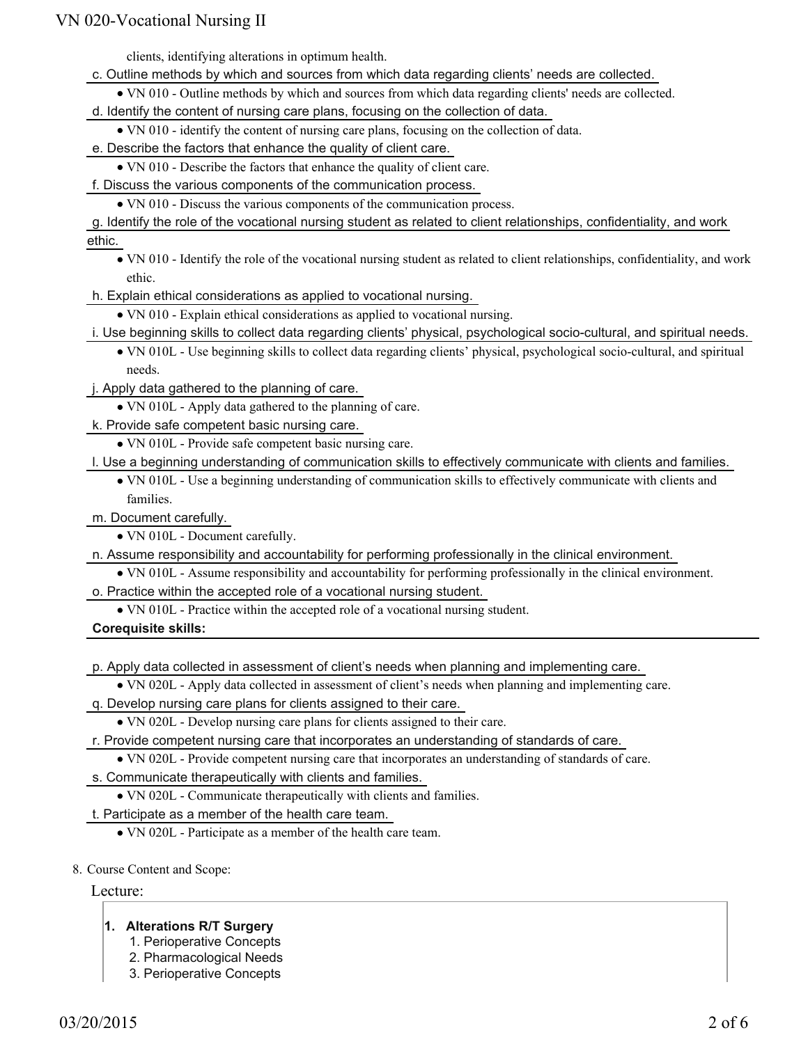clients, identifying alterations in optimum health.

c. Outline methods by which and sources from which data regarding clients' needs are collected.

- VN 010 - Outline methods by which and sources from which data regarding clients' needs are collected.

d. Identify the content of nursing care plans, focusing on the collection of data.

- VN 010 - identify the content of nursing care plans, focusing on the collection of data.

e. Describe the factors that enhance the quality of client care.

- VN 010 - Describe the factors that enhance the quality of client care.

f. Discuss the various components of the communication process.

- VN 010 - Discuss the various components of the communication process.

g. Identify the role of the vocational nursing student as related to client relationships, confidentiality, and work ethic.

- VN 010 - Identify the role of the vocational nursing student as related to client relationships, confidentiality, and work ethic.

h. Explain ethical considerations as applied to vocational nursing.

- VN 010 - Explain ethical considerations as applied to vocational nursing.

i. Use beginning skills to collect data regarding clients' physical, psychological socio-cultural, and spiritual needs.

- VN 010L - Use beginning skills to collect data regarding clients' physical, psychological socio-cultural, and spiritual needs.

j. Apply data gathered to the planning of care.

- VN 010L - Apply data gathered to the planning of care.

k. Provide safe competent basic nursing care.

- VN 010L - Provide safe competent basic nursing care.

l. Use a beginning understanding of communication skills to effectively communicate with clients and families.

- VN 010L - Use a beginning understanding of communication skills to effectively communicate with clients and families.

m. Document carefully.

- VN 010L - Document carefully.

n. Assume responsibility and accountability for performing professionally in the clinical environment.

- VN 010L - Assume responsibility and accountability for performing professionally in the clinical environment.

o. Practice within the accepted role of a vocational nursing student.

- VN 010L - Practice within the accepted role of a vocational nursing student.

**Corequisite skills:**

p. Apply data collected in assessment of client's needs when planning and implementing care.

- VN 020L - Apply data collected in assessment of client's needs when planning and implementing care.

q. Develop nursing care plans for clients assigned to their care.

- VN 020L - Develop nursing care plans for clients assigned to their care.

r. Provide competent nursing care that incorporates an understanding of standards of care.

- VN 020L - Provide competent nursing care that incorporates an understanding of standards of care.

s. Communicate therapeutically with clients and families.

- VN 020L - Communicate therapeutically with clients and families.

t. Participate as a member of the health care team.

- VN 020L - Participate as a member of the health care team.

8. Course Content and Scope:

Lecture:

1. **Alterations R/T Surgery**
    1. Perioperative Concepts
    2. Pharmacological Needs
    3. Perioperative Concepts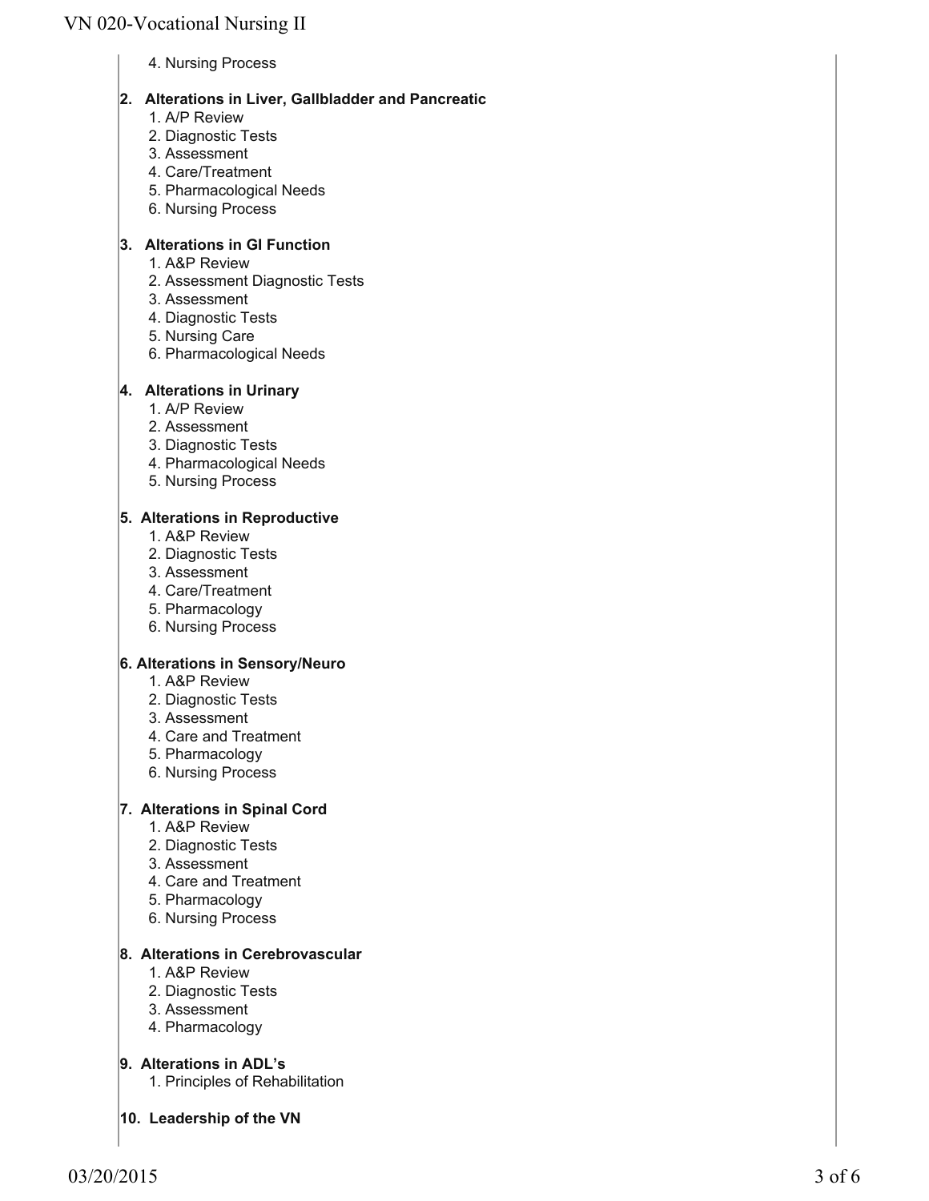4. Nursing Process

**2. Alterations in Liver, Gallbladder and Pancreatic**

1. A/P Review
2. Diagnostic Tests
3. Assessment
4. Care/Treatment
5. Pharmacological Needs
6. Nursing Process

**3. Alterations in GI Function**

1. A&P Review
2. Assessment Diagnostic Tests
3. Assessment
4. Diagnostic Tests
5. Nursing Care
6. Pharmacological Needs

**4. Alterations in Urinary**

1. A/P Review
2. Assessment
3. Diagnostic Tests
4. Pharmacological Needs
5. Nursing Process

**5. Alterations in Reproductive**

1. A&P Review
2. Diagnostic Tests
3. Assessment
4. Care/Treatment
5. Pharmacology
6. Nursing Process

**6. Alterations in Sensory/Neuro**

1. A&P Review
2. Diagnostic Tests
3. Assessment
4. Care and Treatment
5. Pharmacology
6. Nursing Process

**7. Alterations in Spinal Cord**

1. A&P Review
2. Diagnostic Tests
3. Assessment
4. Care and Treatment
5. Pharmacology
6. Nursing Process

**8. Alterations in Cerebrovascular**

1. A&P Review
2. Diagnostic Tests
3. Assessment
4. Pharmacology

**9. Alterations in ADL's**

1. Principles of Rehabilitation

**10. Leadership of the VN**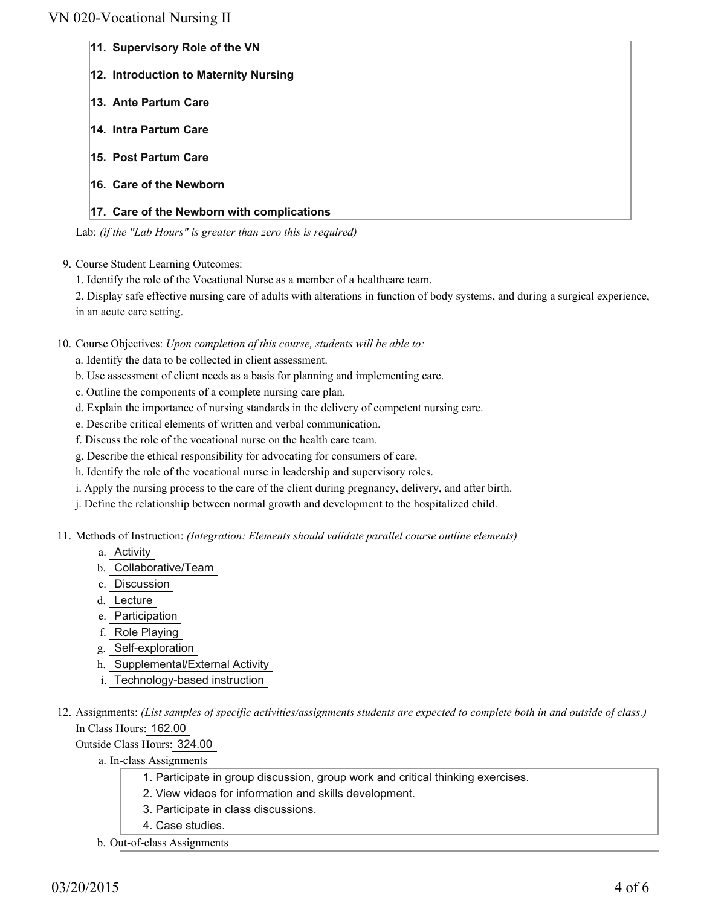11. **Supervisory Role of the VN**
12. **Introduction to Maternity Nursing**
13. **Ante Partum Care**
14. **Intra Partum Care**
15. **Post Partum Care**
16. **Care of the Newborn**
17. **Care of the Newborn with complications**

Lab: *(if the "Lab Hours" is greater than zero this is required)*

9. Course Student Learning Outcomes:

   1. Identify the role of the Vocational Nurse as a member of a healthcare team.

   2. Display safe effective nursing care of adults with alterations in function of body systems, and during a surgical experience, in an acute care setting.

10. Course Objectives: *Upon completion of this course, students will be able to:*

    a. Identify the data to be collected in client assessment.

    b. Use assessment of client needs as a basis for planning and implementing care.

    c. Outline the components of a complete nursing care plan.

    d. Explain the importance of nursing standards in the delivery of competent nursing care.

    e. Describe critical elements of written and verbal communication.

    f. Discuss the role of the vocational nurse on the health care team.

    g. Describe the ethical responsibility for advocating for consumers of care.

    h. Identify the role of the vocational nurse in leadership and supervisory roles.

    i. Apply the nursing process to the care of the client during pregnancy, delivery, and after birth.

    j. Define the relationship between normal growth and development to the hospitalized child.

11. Methods of Instruction: *(Integration: Elements should validate parallel course outline elements)*

    a. Activity
    b. Collaborative/Team
    c. Discussion
    d. Lecture
    e. Participation
    f. Role Playing
    g. Self-exploration
    h. Supplemental/External Activity
    i. Technology-based instruction

12. Assignments: *(List samples of specific activities/assignments students are expected to complete both in and outside of class.)*

    In Class Hours: 162.00

    Outside Class Hours: 324.00

    a. In-class Assignments

       1. Participate in group discussion, group work and critical thinking exercises.
       2. View videos for information and skills development.
       3. Participate in class discussions.
       4. Case studies.

    b. Out-of-class Assignments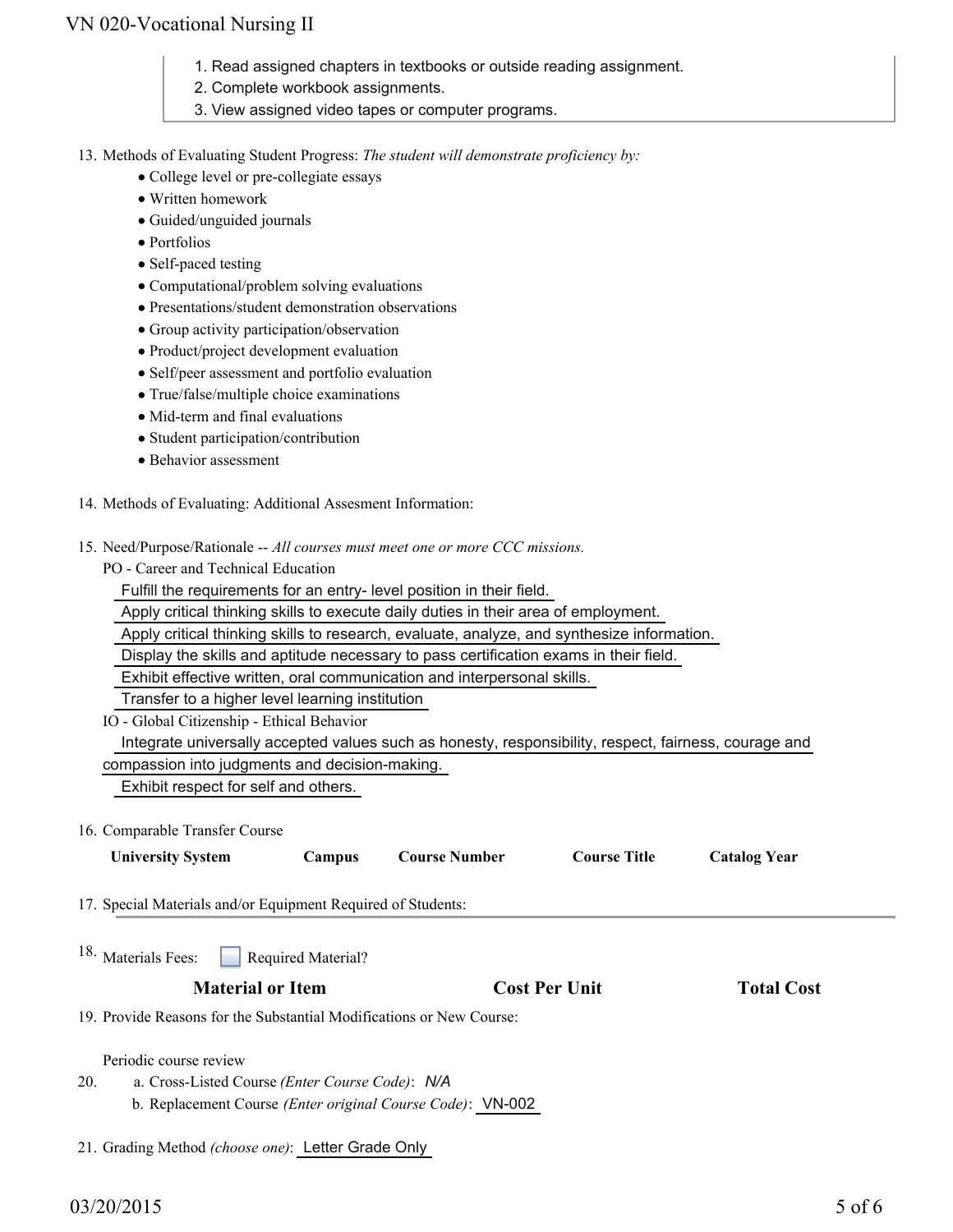1. Read assigned chapters in textbooks or outside reading assignment.
2. Complete workbook assignments.
3. View assigned video tapes or computer programs.

13. Methods of Evaluating Student Progress: *The student will demonstrate proficiency by:*
    - College level or pre-collegiate essays
    - Written homework
    - Guided/unguided journals
    - Portfolios
    - Self-paced testing
    - Computational/problem solving evaluations
    - Presentations/student demonstration observations
    - Group activity participation/observation
    - Product/project development evaluation
    - Self/peer assessment and portfolio evaluation
    - True/false/multiple choice examinations
    - Mid-term and final evaluations
    - Student participation/contribution
    - Behavior assessment

14. Methods of Evaluating: Additional Assesment Information:

15. Need/Purpose/Rationale -- *All courses must meet one or more CCC missions.*

    PO - Career and Technical Education

    Fulfill the requirements for an entry- level position in their field.

    Apply critical thinking skills to execute daily duties in their area of employment.

    Apply critical thinking skills to research, evaluate, analyze, and synthesize information.

    Display the skills and aptitude necessary to pass certification exams in their field.

    Exhibit effective written, oral communication and interpersonal skills.

    Transfer to a higher level learning institution

    IO - Global Citizenship - Ethical Behavior

    Integrate universally accepted values such as honesty, responsibility, respect, fairness, courage and compassion into judgments and decision-making.

    Exhibit respect for self and others.

16. Comparable Transfer Course

| University System | Campus | Course Number | Course Title | Catalog Year |
| --- | --- | --- | --- | --- |

17. Special Materials and/or Equipment Required of Students:

18. Materials Fees: ☐ Required Material?

| Material or Item | Cost Per Unit | Total Cost |
| --- | --- | --- |

19. Provide Reasons for the Substantial Modifications or New Course:

    Periodic course review

20. a. Cross-Listed Course *(Enter Course Code)*: *N/A*

    b. Replacement Course *(Enter original Course Code)*: VN-002

21. Grading Method *(choose one)*: Letter Grade Only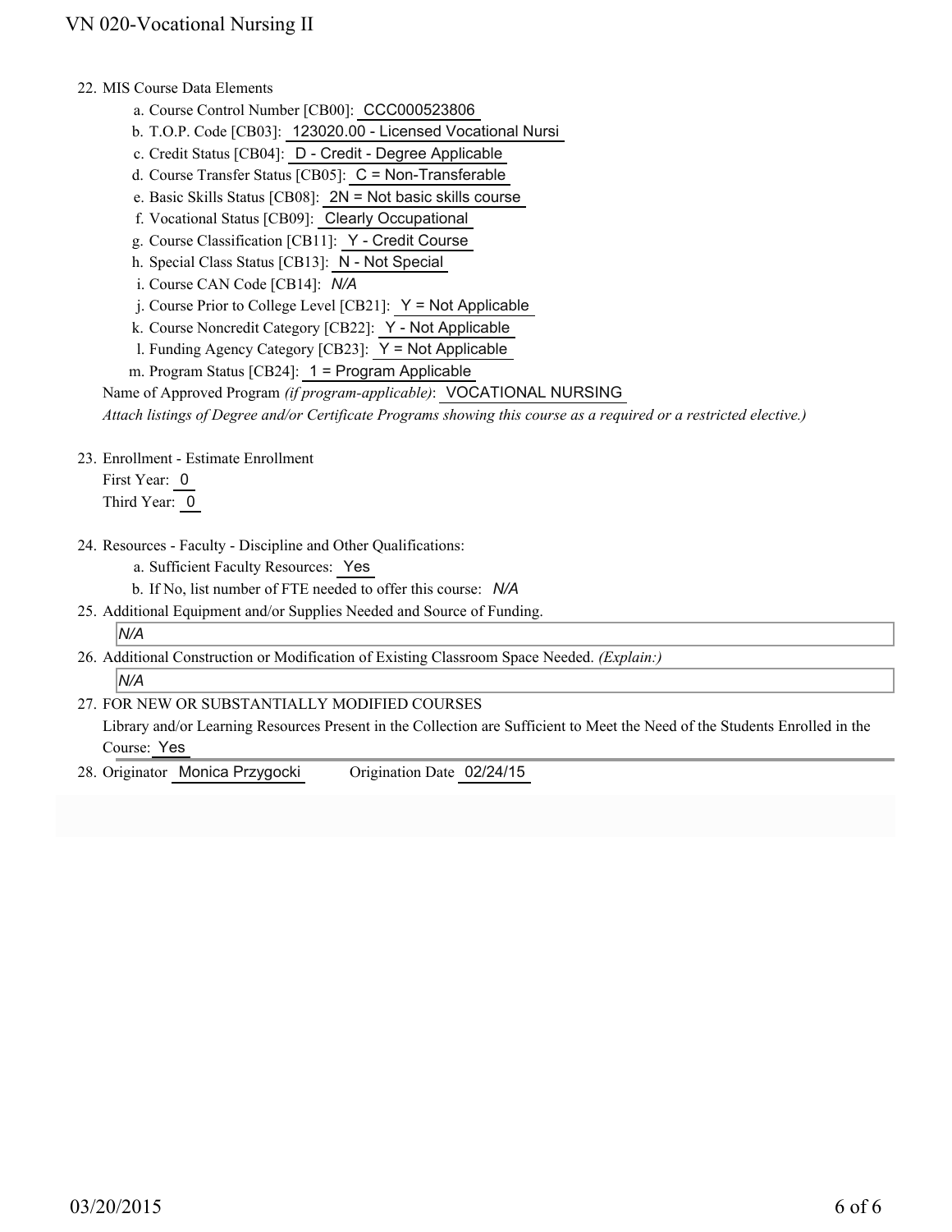22. MIS Course Data Elements
    a. Course Control Number [CB00]: CCC000523806
    b. T.O.P. Code [CB03]: 123020.00 - Licensed Vocational Nursi
    c. Credit Status [CB04]: D - Credit - Degree Applicable
    d. Course Transfer Status [CB05]: C = Non-Transferable
    e. Basic Skills Status [CB08]: 2N = Not basic skills course
    f. Vocational Status [CB09]: Clearly Occupational
    g. Course Classification [CB11]: Y - Credit Course
    h. Special Class Status [CB13]: N - Not Special
    i. Course CAN Code [CB14]: *N/A*
    j. Course Prior to College Level [CB21]: Y = Not Applicable
    k. Course Noncredit Category [CB22]: Y - Not Applicable
    l. Funding Agency Category [CB23]: Y = Not Applicable
    m. Program Status [CB24]: 1 = Program Applicable

    Name of Approved Program *(if program-applicable)*: VOCATIONAL NURSING

    *Attach listings of Degree and/or Certificate Programs showing this course as a required or a restricted elective.)*

23. Enrollment - Estimate Enrollment
    First Year: 0
    Third Year: 0

24. Resources - Faculty - Discipline and Other Qualifications:
    a. Sufficient Faculty Resources: Yes
    b. If No, list number of FTE needed to offer this course: *N/A*

25. Additional Equipment and/or Supplies Needed and Source of Funding.
    *N/A*

26. Additional Construction or Modification of Existing Classroom Space Needed. *(Explain:)*
    *N/A*

27. FOR NEW OR SUBSTANTIALLY MODIFIED COURSES
    Library and/or Learning Resources Present in the Collection are Sufficient to Meet the Need of the Students Enrolled in the Course: Yes

28. Originator Monica Przygocki Origination Date 02/24/15